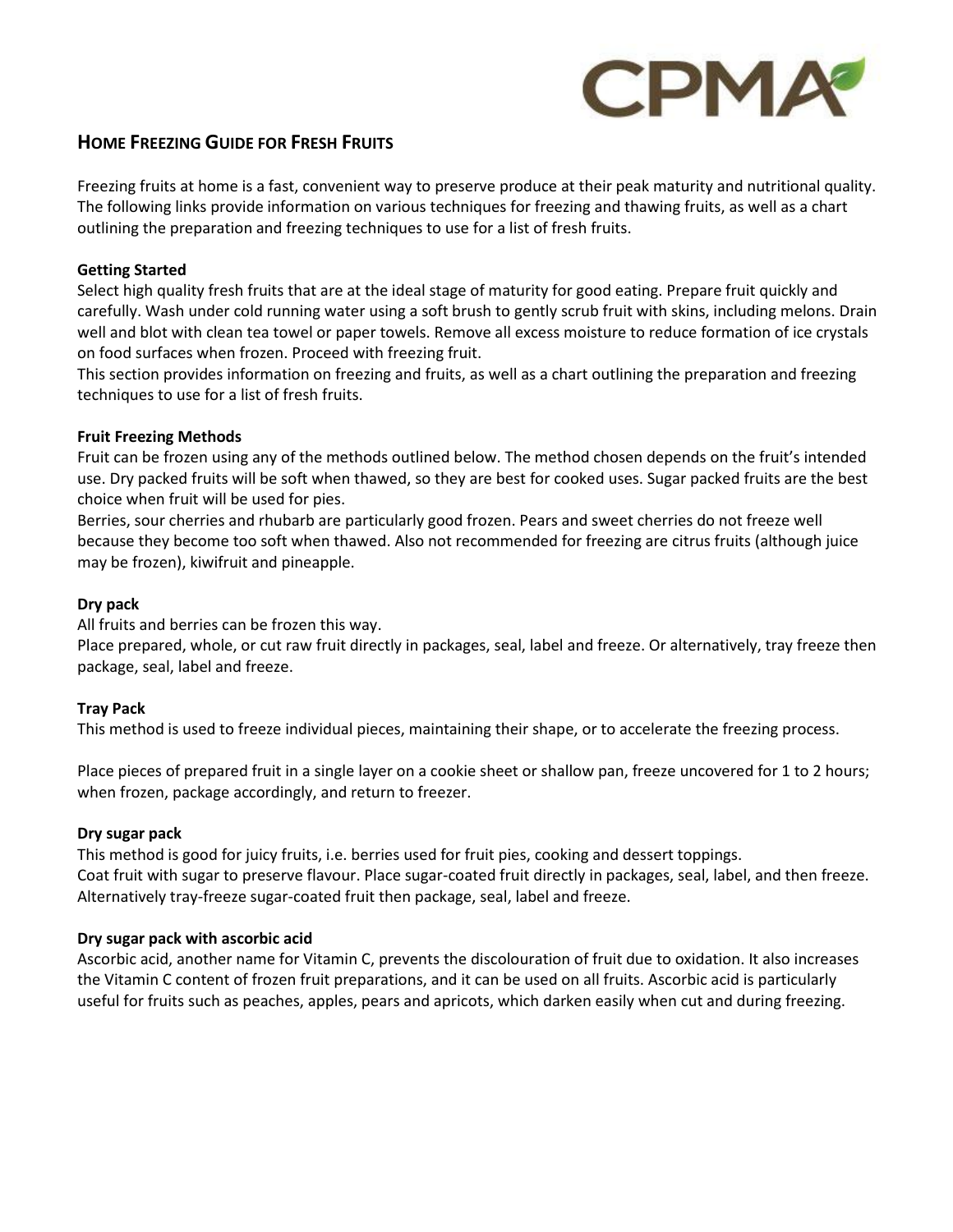# HOME FREEZING GUIDE FOR FRESH FRUITS

Freezing fruits at home is a fast, convenient way to preserve produce at their peak maturity and nutritional quality. The following links provide information on various techniques for freezing and thawing fruits, as well as a chart outlining the preparation and freezing techniques to use for a list of fresh fruits.

**Getting Started**

Select high quality fresh fruits that are at the ideal stage of maturity for good eating. Prepare fruit quickly and carefully. Wash under cold running water using a soft brush to gently scrub fruit with skins, including melons. Drain well and blot with clean tea towel or paper towels. Remove all excess moisture to reduce formation of ice crystals on food surfaces when frozen. Proceed with freezing fruit.

This section provides information on freezing and fruits, as well as a chart outlining the preparation and freezing techniques to use for a list of fresh fruits.

**Fruit Freezing Methods**

Fruit can be frozen using any of the methods outlined below. The method chosen depends on the fruit's intended use. Dry packed fruits will be soft when thawed, so they are best for cooked uses. Sugar packed fruits are the best choice when fruit will be used for pies.

Berries, sour cherries and rhubarb are particularly good frozen. Pears and sweet cherries do not freeze well because they become too soft when thawed. Also not recommended for freezing are citrus fruits (although juice may be frozen), kiwifruit and pineapple.

**Dry pack**

All fruits and berries can be frozen this way.

Place prepared, whole, or cut raw fruit directly in packages, seal, label and freeze. Or alternatively, tray freeze then package, seal, label and freeze.

**Tray Pack**

This method is used to freeze individual pieces, maintaining their shape, or to accelerate the freezing process.

Place pieces of prepared fruit in a single layer on a cookie sheet or shallow pan, freeze uncovered for 1 to 2 hours; when frozen, package accordingly, and return to freezer.

**Dry sugar pack**

This method is good for juicy fruits, i.e. berries used for fruit pies, cooking and dessert toppings.

Coat fruit with sugar to preserve flavour. Place sugar-coated fruit directly in packages, seal, label, and then freeze. Alternatively tray-freeze sugar-coated fruit then package, seal, label and freeze.

**Dry sugar pack with ascorbic acid**

Ascorbic acid, another name for Vitamin C, prevents the discolouration of fruit due to oxidation. It also increases the Vitamin C content of frozen fruit preparations, and it can be used on all fruits. Ascorbic acid is particularly useful for fruits such as peaches, apples, pears and apricots, which darken easily when cut and during freezing.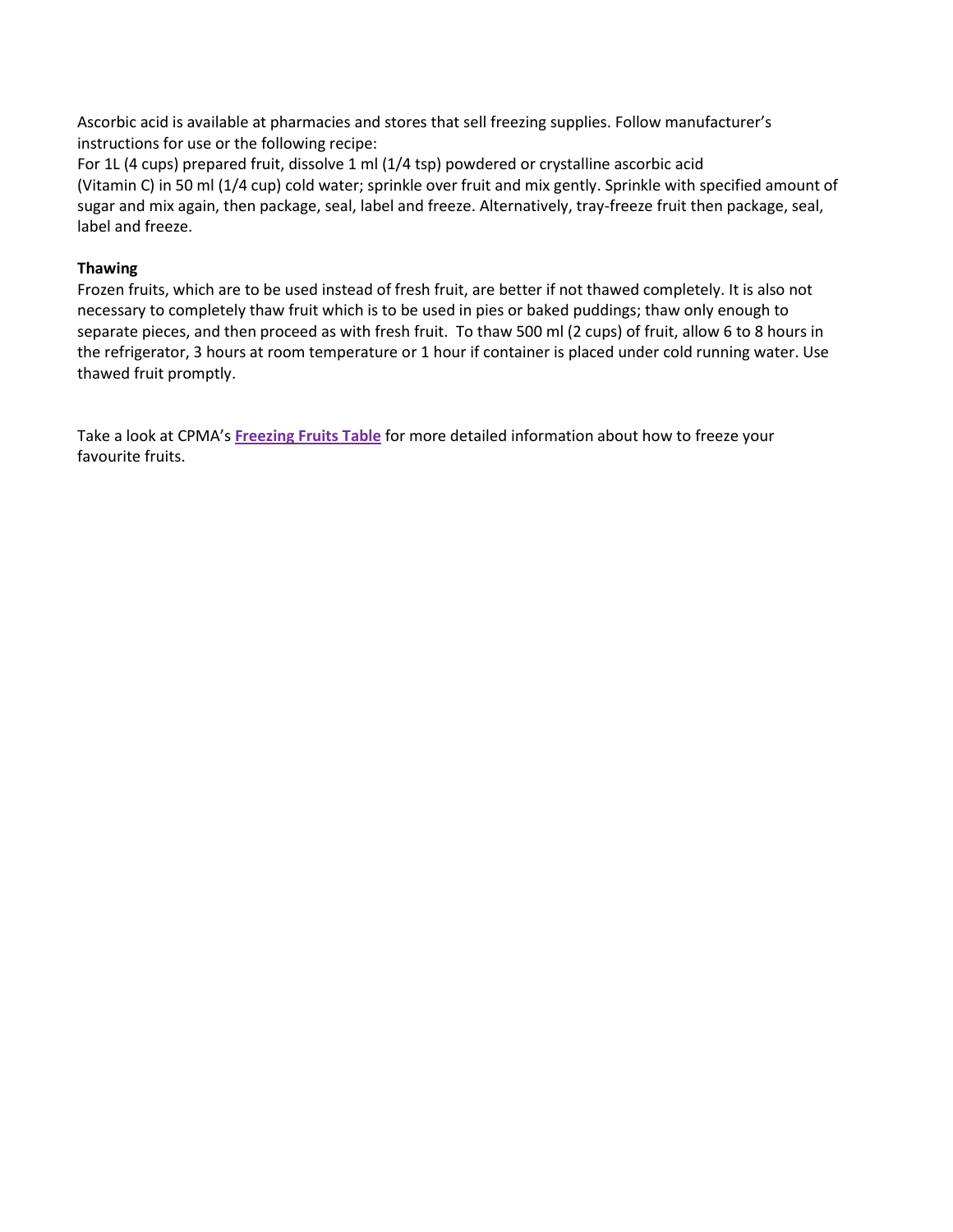Ascorbic acid is available at pharmacies and stores that sell freezing supplies. Follow manufacturer's instructions for use or the following recipe:

For 1L (4 cups) prepared fruit, dissolve 1 ml (1/4 tsp) powdered or crystalline ascorbic acid (Vitamin C) in 50 ml (1/4 cup) cold water; sprinkle over fruit and mix gently. Sprinkle with specified amount of sugar and mix again, then package, seal, label and freeze. Alternatively, tray-freeze fruit then package, seal, label and freeze.

**Thawing**

Frozen fruits, which are to be used instead of fresh fruit, are better if not thawed completely. It is also not necessary to completely thaw fruit which is to be used in pies or baked puddings; thaw only enough to separate pieces, and then proceed as with fresh fruit. To thaw 500 ml (2 cups) of fruit, allow 6 to 8 hours in the refrigerator, 3 hours at room temperature or 1 hour if container is placed under cold running water. Use thawed fruit promptly.

Take a look at CPMA's **Freezing Fruits Table** for more detailed information about how to freeze your favourite fruits.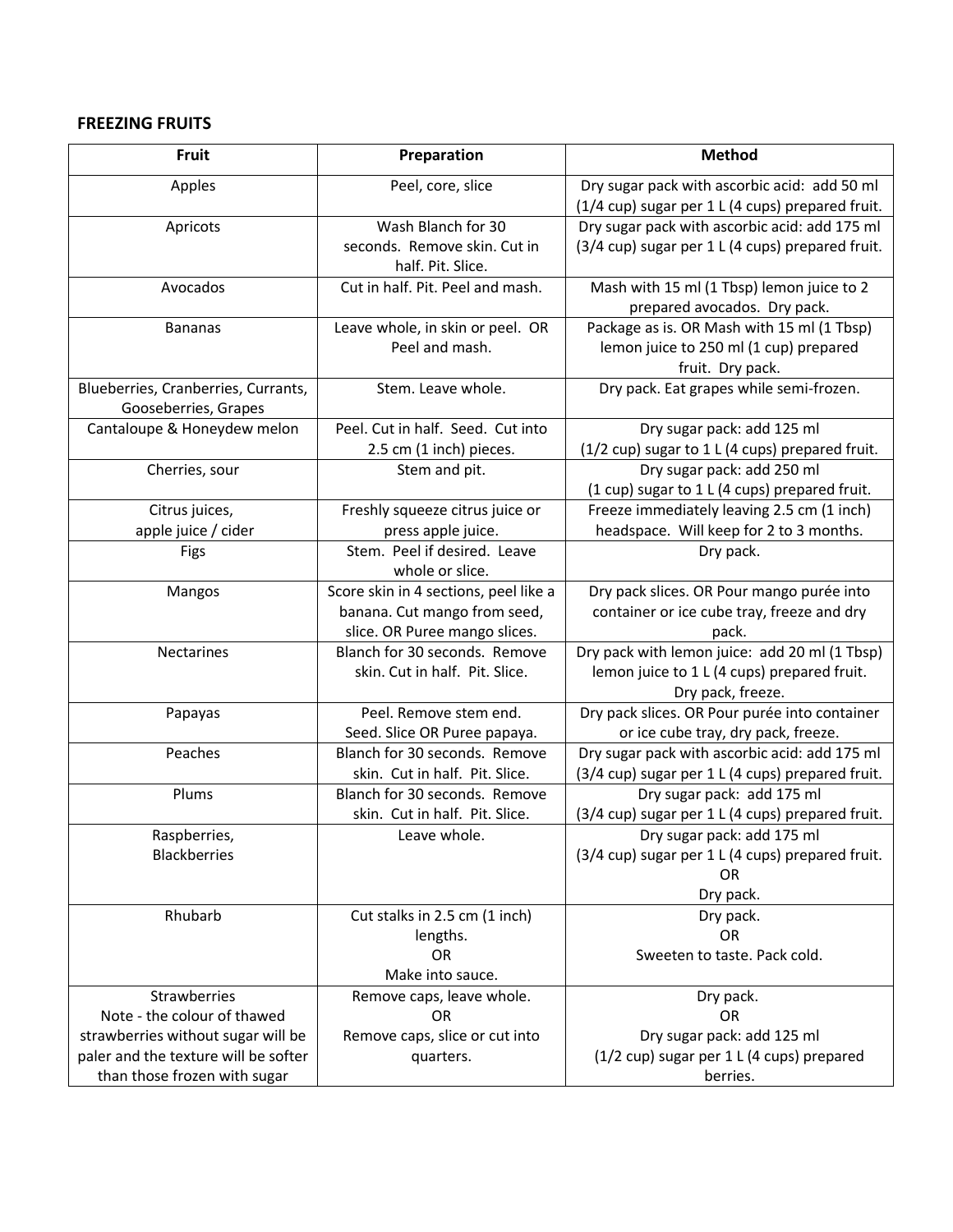**FREEZING FRUITS**

| Fruit | Preparation | Method |
|---|---|---|
| Apples | Peel, core, slice | Dry sugar pack with ascorbic acid: add 50 ml (1/4 cup) sugar per 1 L (4 cups) prepared fruit. |
| Apricots | Wash Blanch for 30 seconds. Remove skin. Cut in half. Pit. Slice. | Dry sugar pack with ascorbic acid: add 175 ml (3/4 cup) sugar per 1 L (4 cups) prepared fruit. |
| Avocados | Cut in half. Pit. Peel and mash. | Mash with 15 ml (1 Tbsp) lemon juice to 2 prepared avocados. Dry pack. |
| Bananas | Leave whole, in skin or peel. OR Peel and mash. | Package as is. OR Mash with 15 ml (1 Tbsp) lemon juice to 250 ml (1 cup) prepared fruit. Dry pack. |
| Blueberries, Cranberries, Currants, Gooseberries, Grapes | Stem. Leave whole. | Dry pack. Eat grapes while semi-frozen. |
| Cantaloupe & Honeydew melon | Peel. Cut in half. Seed. Cut into 2.5 cm (1 inch) pieces. | Dry sugar pack: add 125 ml (1/2 cup) sugar to 1 L (4 cups) prepared fruit. |
| Cherries, sour | Stem and pit. | Dry sugar pack: add 250 ml (1 cup) sugar to 1 L (4 cups) prepared fruit. |
| Citrus juices, apple juice / cider | Freshly squeeze citrus juice or press apple juice. | Freeze immediately leaving 2.5 cm (1 inch) headspace. Will keep for 2 to 3 months. |
| Figs | Stem. Peel if desired. Leave whole or slice. | Dry pack. |
| Mangos | Score skin in 4 sections, peel like a banana. Cut mango from seed, slice. OR Puree mango slices. | Dry pack slices. OR Pour mango purée into container or ice cube tray, freeze and dry pack. |
| Nectarines | Blanch for 30 seconds. Remove skin. Cut in half. Pit. Slice. | Dry pack with lemon juice: add 20 ml (1 Tbsp) lemon juice to 1 L (4 cups) prepared fruit. Dry pack, freeze. |
| Papayas | Peel. Remove stem end. Seed. Slice OR Puree papaya. | Dry pack slices. OR Pour purée into container or ice cube tray, dry pack, freeze. |
| Peaches | Blanch for 30 seconds. Remove skin. Cut in half. Pit. Slice. | Dry sugar pack with ascorbic acid: add 175 ml (3/4 cup) sugar per 1 L (4 cups) prepared fruit. |
| Plums | Blanch for 30 seconds. Remove skin. Cut in half. Pit. Slice. | Dry sugar pack: add 175 ml (3/4 cup) sugar per 1 L (4 cups) prepared fruit. |
| Raspberries, Blackberries | Leave whole. | Dry sugar pack: add 175 ml (3/4 cup) sugar per 1 L (4 cups) prepared fruit. OR Dry pack. |
| Rhubarb | Cut stalks in 2.5 cm (1 inch) lengths. OR Make into sauce. | Dry pack. OR Sweeten to taste. Pack cold. |
| Strawberries Note - the colour of thawed strawberries without sugar will be paler and the texture will be softer than those frozen with sugar | Remove caps, leave whole. OR Remove caps, slice or cut into quarters. | Dry pack. OR Dry sugar pack: add 125 ml (1/2 cup) sugar per 1 L (4 cups) prepared berries. |